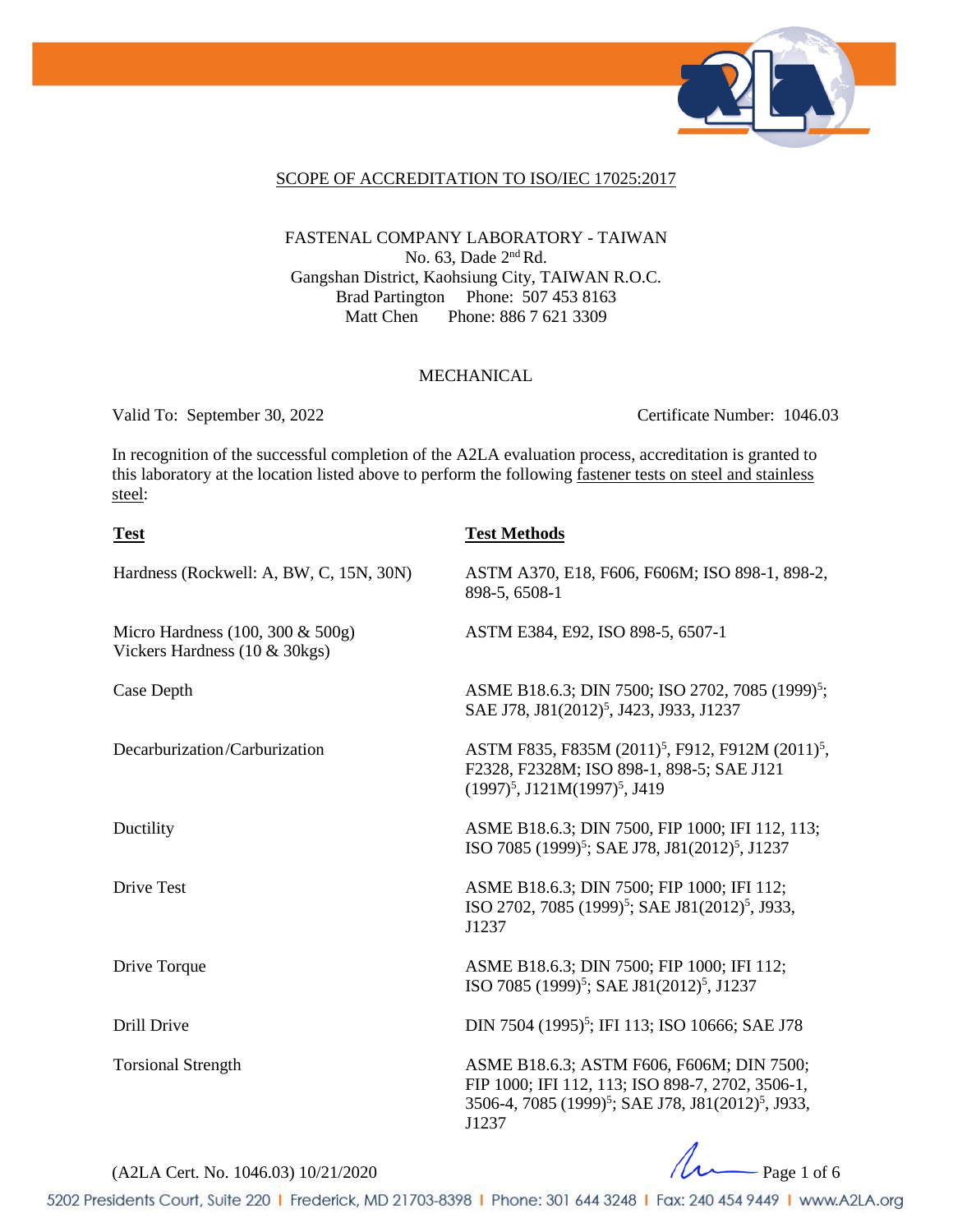## SCOPE OF ACCREDITATION TO ISO/IEC 17025:2017

FASTENAL COMPANY LABORATORY - TAIWAN
No. 63, Dade 2nd Rd.
Gangshan District, Kaohsiung City, TAIWAN R.O.C.
Brad Partington Phone: 507 453 8163
Matt Chen Phone: 886 7 621 3309

MECHANICAL

Valid To: September 30, 2022 Certificate Number: 1046.03

In recognition of the successful completion of the A2LA evaluation process, accreditation is granted to this laboratory at the location listed above to perform the following fastener tests on steel and stainless steel:

| **Test** | **Test Methods** |
|---|---|
| Hardness (Rockwell: A, BW, C, 15N, 30N) | ASTM A370, E18, F606, F606M; ISO 898-1, 898-2, 898-5, 6508-1 |
| Micro Hardness (100, 300 & 500g)<br>Vickers Hardness (10 & 30kgs) | ASTM E384, E92, ISO 898-5, 6507-1 |
| Case Depth | ASME B18.6.3; DIN 7500; ISO 2702, 7085 (1999)[5]; SAE J78, J81(2012)[5], J423, J933, J1237 |
| Decarburization/Carburization | ASTM F835, F835M (2011)[5], F912, F912M (2011)[5], F2328, F2328M; ISO 898-1, 898-5; SAE J121 (1997)[5], J121M(1997)[5], J419 |
| Ductility | ASME B18.6.3; DIN 7500, FIP 1000; IFI 112, 113; ISO 7085 (1999)[5]; SAE J78, J81(2012)[5], J1237 |
| Drive Test | ASME B18.6.3; DIN 7500; FIP 1000; IFI 112; ISO 2702, 7085 (1999)[5]; SAE J81(2012)[5], J933, J1237 |
| Drive Torque | ASME B18.6.3; DIN 7500; FIP 1000; IFI 112; ISO 7085 (1999)[5]; SAE J81(2012)[5], J1237 |
| Drill Drive | DIN 7504 (1995)[5]; IFI 113; ISO 10666; SAE J78 |
| Torsional Strength | ASME B18.6.3; ASTM F606, F606M; DIN 7500; FIP 1000; IFI 112, 113; ISO 898-7, 2702, 3506-1, 3506-4, 7085 (1999)[5]; SAE J78, J81(2012)[5], J933, J1237 |

(A2LA Cert. No. 1046.03) 10/21/2020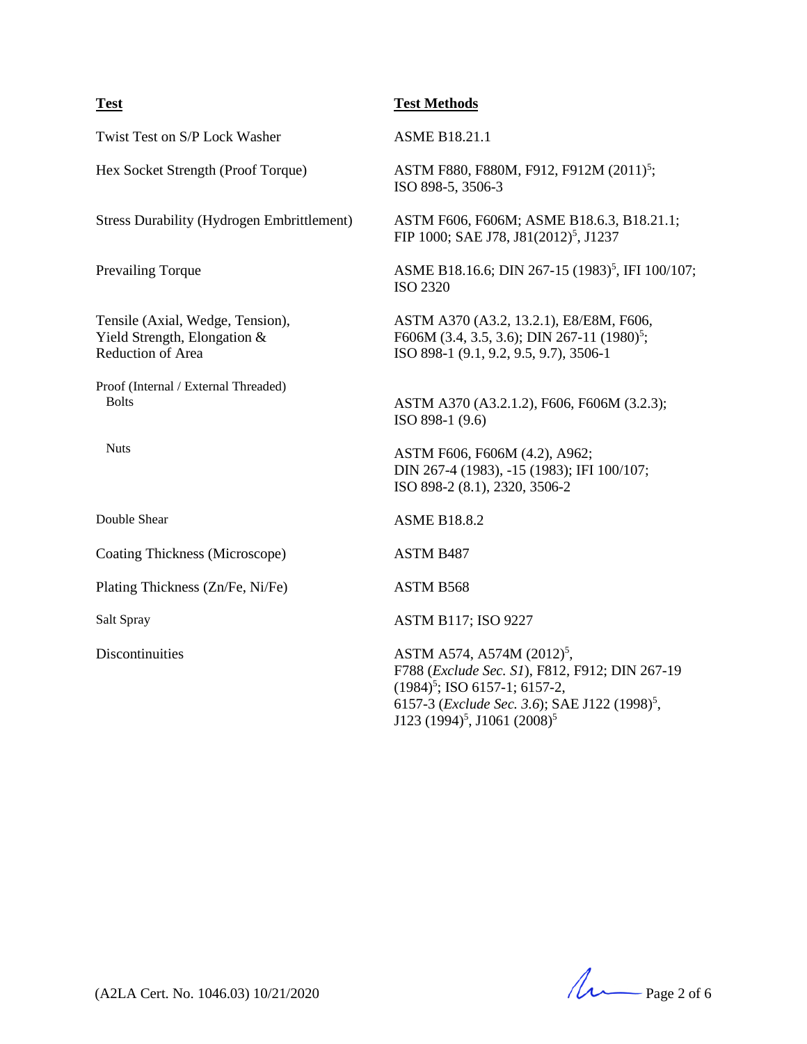| Test | Test Methods |
|---|---|
| Twist Test on S/P Lock Washer | ASME B18.21.1 |
| Hex Socket Strength (Proof Torque) | ASTM F880, F880M, F912, F912M (2011)[5]; ISO 898-5, 3506-3 |
| Stress Durability (Hydrogen Embrittlement) | ASTM F606, F606M; ASME B18.6.3, B18.21.1; FIP 1000; SAE J78, J81(2012)[5], J1237 |
| Prevailing Torque | ASME B18.16.6; DIN 267-15 (1983)[5], IFI 100/107; ISO 2320 |
| Tensile (Axial, Wedge, Tension), Yield Strength, Elongation & Reduction of Area | ASTM A370 (A3.2, 13.2.1), E8/E8M, F606, F606M (3.4, 3.5, 3.6); DIN 267-11 (1980)[5]; ISO 898-1 (9.1, 9.2, 9.5, 9.7), 3506-1 |
| Proof (Internal / External Threaded) | |
| Bolts | ASTM A370 (A3.2.1.2), F606, F606M (3.2.3); ISO 898-1 (9.6) |
| Nuts | ASTM F606, F606M (4.2), A962; DIN 267-4 (1983), -15 (1983); IFI 100/107; ISO 898-2 (8.1), 2320, 3506-2 |
| Double Shear | ASME B18.8.2 |
| Coating Thickness (Microscope) | ASTM B487 |
| Plating Thickness (Zn/Fe, Ni/Fe) | ASTM B568 |
| Salt Spray | ASTM B117; ISO 9227 |
| Discontinuities | ASTM A574, A574M (2012)[5], F788 (*Exclude Sec. S1*), F812, F912; DIN 267-19 (1984)[5]; ISO 6157-1; 6157-2, 6157-3 (*Exclude Sec. 3.6*); SAE J122 (1998)[5], J123 (1994)[5], J1061 (2008)[5] |

(A2LA Cert. No. 1046.03) 10/21/2020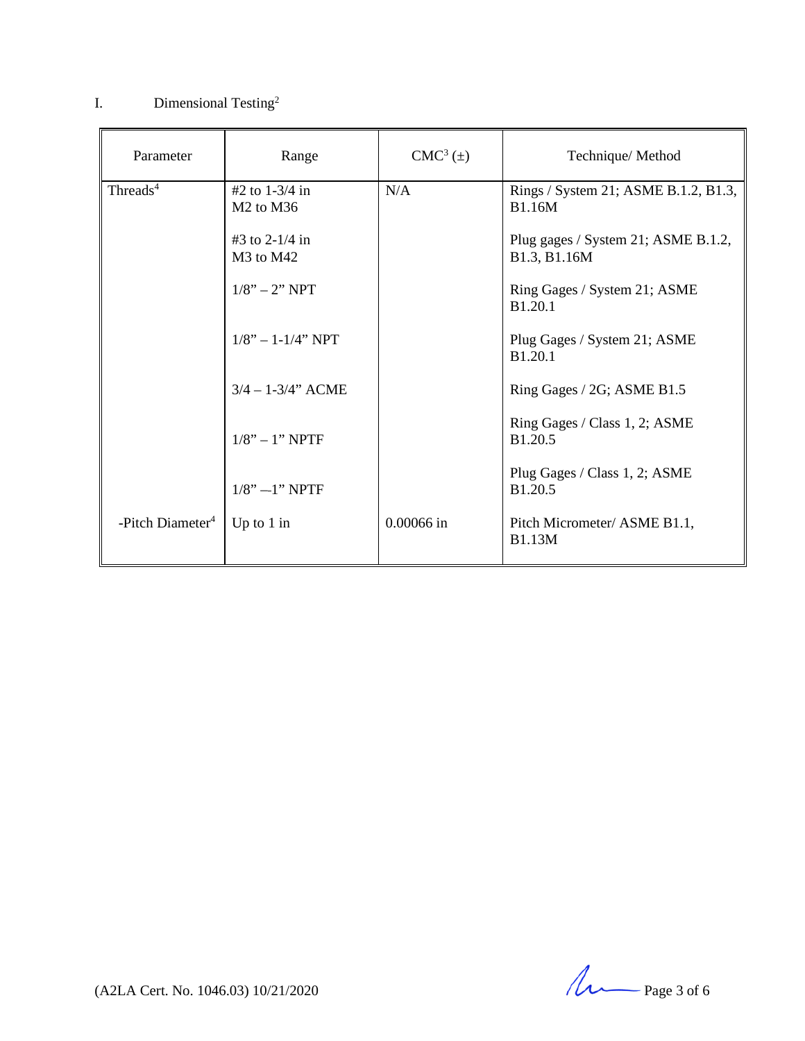I. Dimensional Testing[2]

| Parameter | Range | CMC[3] (±) | Technique/ Method |
|---|---|---|---|
| Threads[4] | #2 to 1-3/4 in<br>M2 to M36 | N/A | Rings / System 21; ASME B.1.2, B1.3, B1.16M |
| | #3 to 2-1/4 in<br>M3 to M42 | | Plug gages / System 21; ASME B.1.2, B1.3, B1.16M |
| | 1/8" – 2" NPT | | Ring Gages / System 21; ASME B1.20.1 |
| | 1/8" – 1-1/4" NPT | | Plug Gages / System 21; ASME B1.20.1 |
| | 3/4 – 1-3/4" ACME | | Ring Gages / 2G; ASME B1.5 |
| | 1/8" – 1" NPTF | | Ring Gages / Class 1, 2; ASME B1.20.5 |
| | 1/8" –1" NPTF | | Plug Gages / Class 1, 2; ASME B1.20.5 |
| -Pitch Diameter[4] | Up to 1 in | 0.00066 in | Pitch Micrometer/ ASME B1.1, B1.13M |

(A2LA Cert. No. 1046.03) 10/21/2020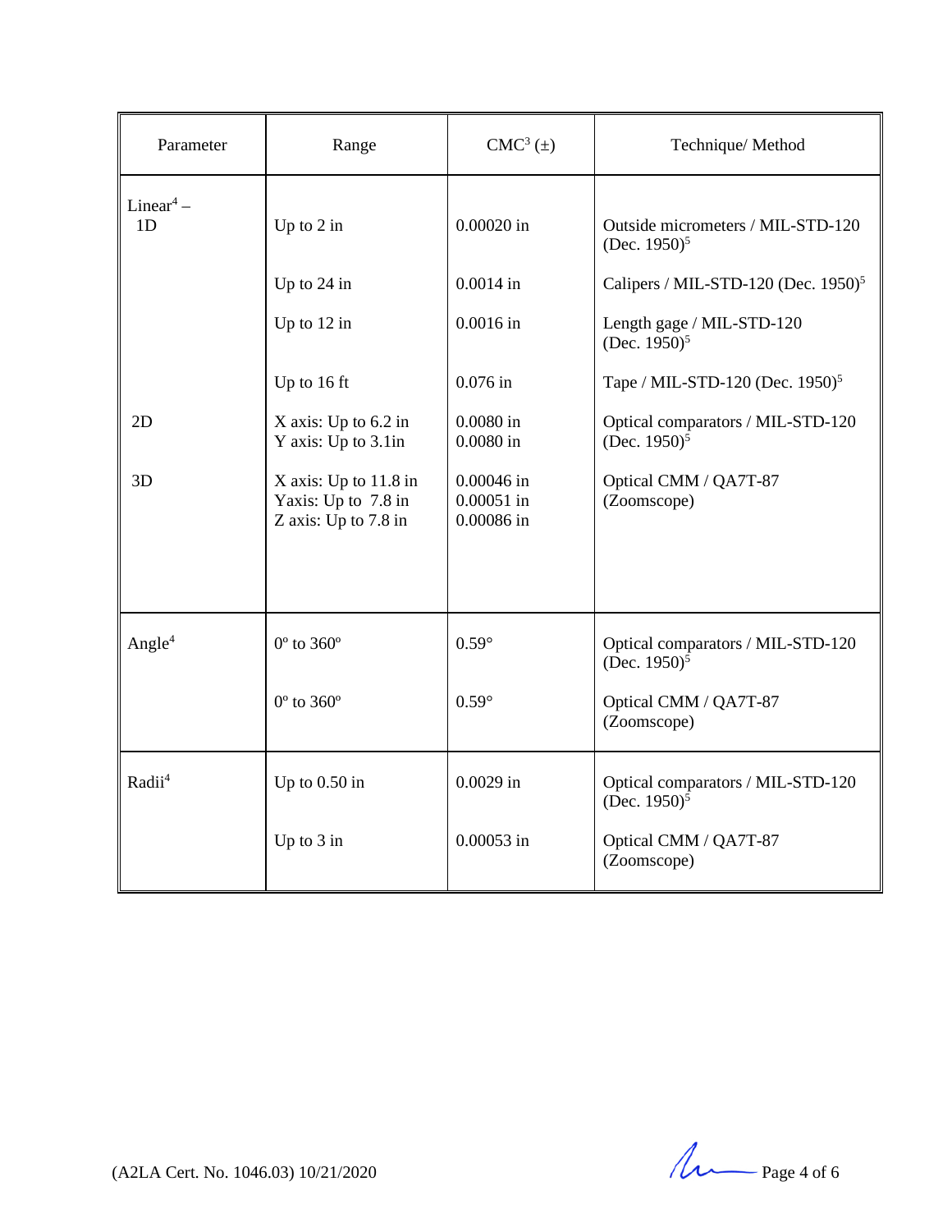| Parameter | Range | CMC[3] (±) | Technique/ Method |
|---|---|---|---|
| Linear[4] – 1D | Up to 2 in | 0.00020 in | Outside micrometers / MIL-STD-120 (Dec. 1950)[5] |
| | Up to 24 in | 0.0014 in | Calipers / MIL-STD-120 (Dec. 1950)[5] |
| | Up to 12 in | 0.0016 in | Length gage / MIL-STD-120 (Dec. 1950)[5] |
| | Up to 16 ft | 0.076 in | Tape / MIL-STD-120 (Dec. 1950)[5] |
| 2D | X axis: Up to 6.2 in<br>Y axis: Up to 3.1in | 0.0080 in<br>0.0080 in | Optical comparators / MIL-STD-120 (Dec. 1950)[5] |
| 3D | X axis: Up to 11.8 in<br>Yaxis: Up to 7.8 in<br>Z axis: Up to 7.8 in | 0.00046 in<br>0.00051 in<br>0.00086 in | Optical CMM / QA7T-87 (Zoomscope) |
| Angle[4] | 0º to 360º | 0.59° | Optical comparators / MIL-STD-120 (Dec. 1950)[5] |
| | 0º to 360º | 0.59° | Optical CMM / QA7T-87 (Zoomscope) |
| Radii[4] | Up to 0.50 in | 0.0029 in | Optical comparators / MIL-STD-120 (Dec. 1950)[5] |
| | Up to 3 in | 0.00053 in | Optical CMM / QA7T-87 (Zoomscope) |

(A2LA Cert. No. 1046.03) 10/21/2020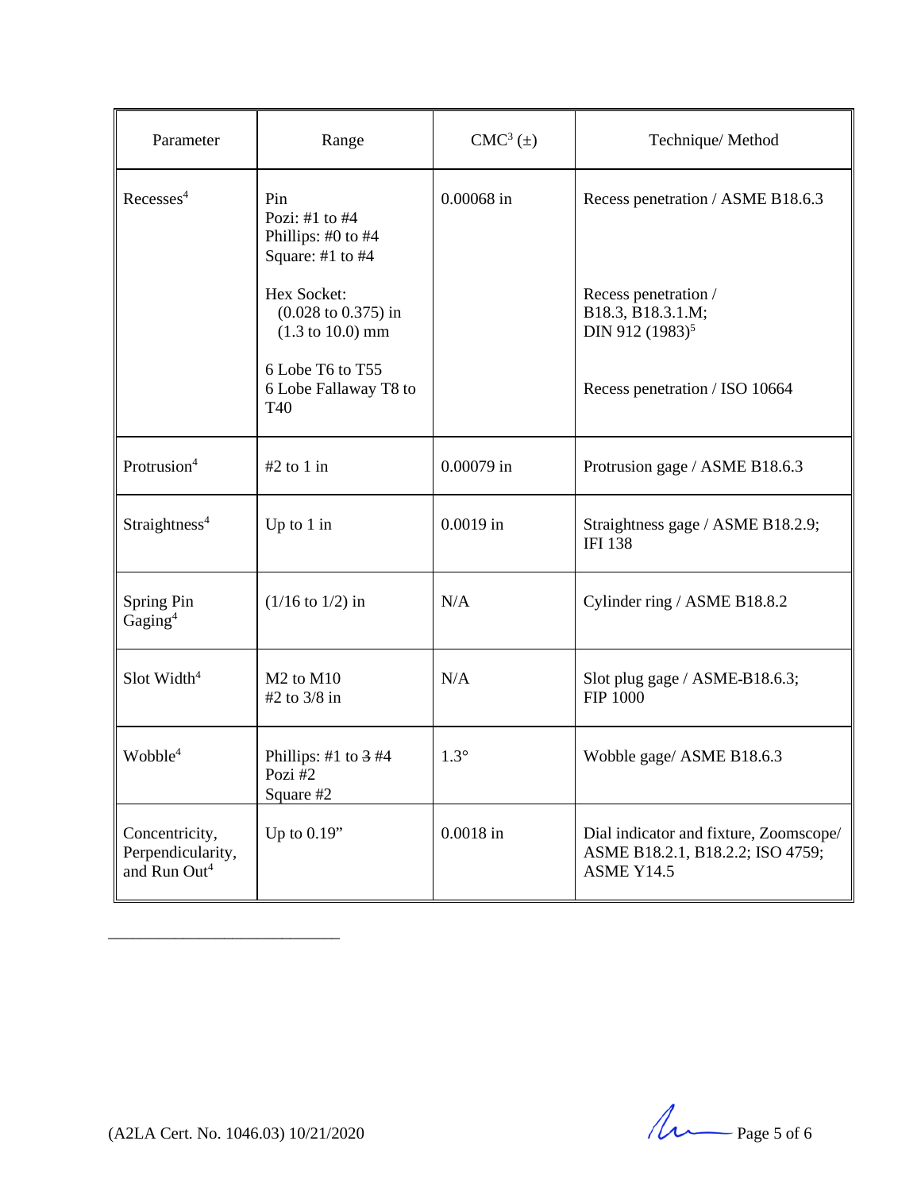| Parameter | Range | CMC[3] (±) | Technique/ Method |
|---|---|---|---|
| Recesses[4] | Pin<br>Pozi: #1 to #4<br>Phillips: #0 to #4<br>Square: #1 to #4<br><br>Hex Socket:<br>(0.028 to 0.375) in<br>(1.3 to 10.0) mm<br><br>6 Lobe T6 to T55<br>6 Lobe Fallaway T8 to T40 | 0.00068 in | Recess penetration / ASME B18.6.3<br><br>Recess penetration / B18.3, B18.3.1.M; DIN 912 (1983)[5]<br><br>Recess penetration / ISO 10664 |
| Protrusion[4] | #2 to 1 in | 0.00079 in | Protrusion gage / ASME B18.6.3 |
| Straightness[4] | Up to 1 in | 0.0019 in | Straightness gage / ASME B18.2.9; IFI 138 |
| Spring Pin Gaging[4] | (1/16 to 1/2) in | N/A | Cylinder ring / ASME B18.8.2 |
| Slot Width[4] | M2 to M10<br>#2 to 3/8 in | N/A | Slot plug gage / ASME-B18.6.3; FIP 1000 |
| Wobble[4] | Phillips: #1 to ~~3~~ #4<br>Pozi #2<br>Square #2 | 1.3° | Wobble gage/ ASME B18.6.3 |
| Concentricity, Perpendicularity, and Run Out[4] | Up to 0.19” | 0.0018 in | Dial indicator and fixture, Zoomscope/ ASME B18.2.1, B18.2.2; ISO 4759; ASME Y14.5 |

(A2LA Cert. No. 1046.03) 10/21/2020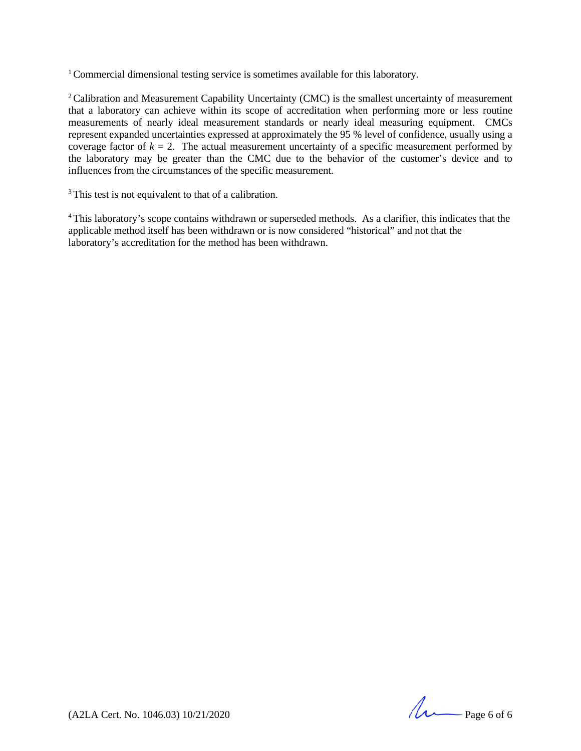[1] Commercial dimensional testing service is sometimes available for this laboratory.

[2] Calibration and Measurement Capability Uncertainty (CMC) is the smallest uncertainty of measurement that a laboratory can achieve within its scope of accreditation when performing more or less routine measurements of nearly ideal measurement standards or nearly ideal measuring equipment. CMCs represent expanded uncertainties expressed at approximately the 95 % level of confidence, usually using a coverage factor of $k = 2$. The actual measurement uncertainty of a specific measurement performed by the laboratory may be greater than the CMC due to the behavior of the customer's device and to influences from the circumstances of the specific measurement.

[3] This test is not equivalent to that of a calibration.

[4] This laboratory's scope contains withdrawn or superseded methods. As a clarifier, this indicates that the applicable method itself has been withdrawn or is now considered "historical" and not that the laboratory's accreditation for the method has been withdrawn.

(A2LA Cert. No. 1046.03) 10/21/2020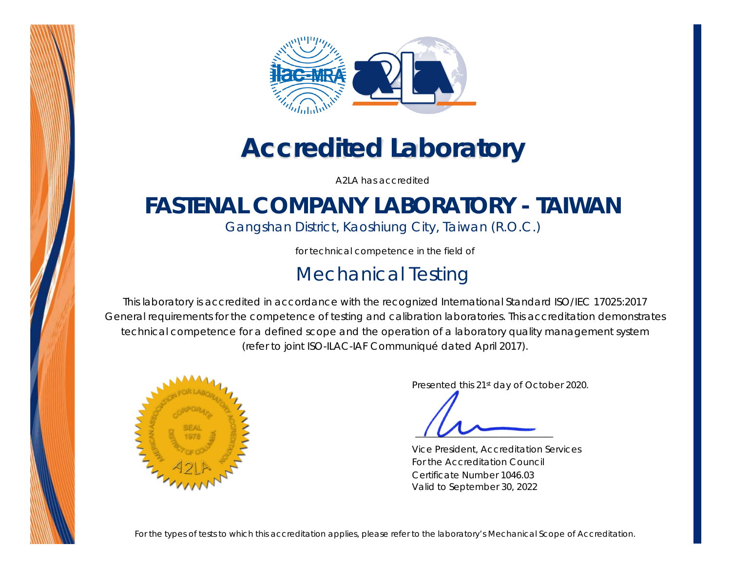# Accredited Laboratory

A2LA has accredited

## FASTENAL COMPANY LABORATORY - TAIWAN

Gangshan District, Kaoshiung City, Taiwan (R.O.C.)

for technical competence in the field of

## Mechanical Testing

This laboratory is accredited in accordance with the recognized International Standard ISO/IEC 17025:2017 General requirements for the competence of testing and calibration laboratories. This accreditation demonstrates technical competence for a defined scope and the operation of a laboratory quality management system (refer to joint ISO-ILAC-IAF Communiqué dated April 2017).

Presented this 21st day of October 2020.

Vice President, Accreditation Services
For the Accreditation Council
Certificate Number 1046.03
Valid to September 30, 2022

For the types of tests to which this accreditation applies, please refer to the laboratory's Mechanical Scope of Accreditation.